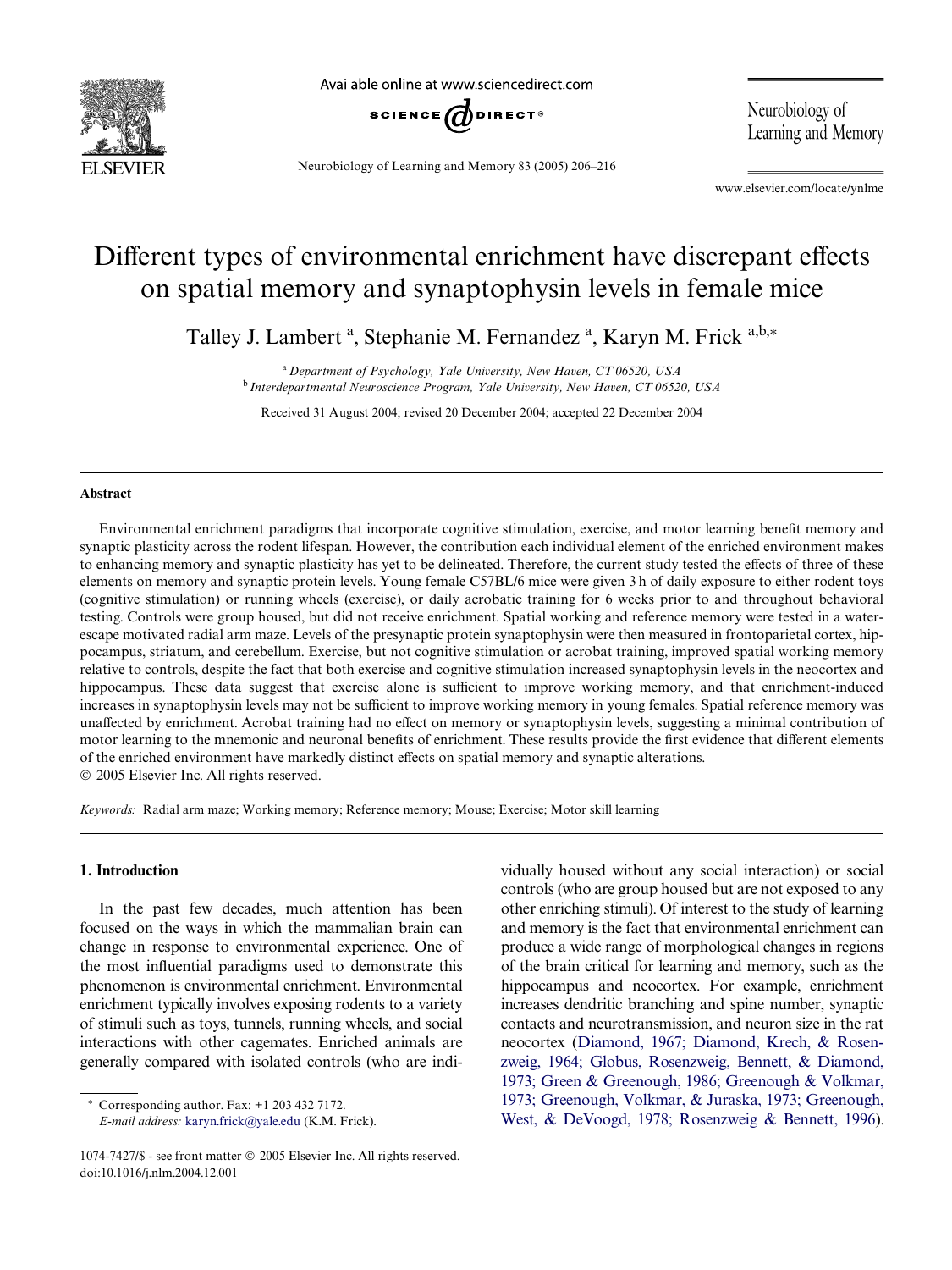# Different types of environmental enrichment have discrepant effects on spatial memory and synaptophysin levels in female mice

Talley J. Lambert [a], Stephanie M. Fernandez [a], Karyn M. Frick [a,b,*]

[a] *Department of Psychology, Yale University, New Haven, CT 06520, USA*
[b] *Interdepartmental Neuroscience Program, Yale University, New Haven, CT 06520, USA*

Received 31 August 2004; revised 20 December 2004; accepted 22 December 2004

## Abstract

Environmental enrichment paradigms that incorporate cognitive stimulation, exercise, and motor learning benefit memory and synaptic plasticity across the rodent lifespan. However, the contribution each individual element of the enriched environment makes to enhancing memory and synaptic plasticity has yet to be delineated. Therefore, the current study tested the effects of three of these elements on memory and synaptic protein levels. Young female C57BL/6 mice were given 3 h of daily exposure to either rodent toys (cognitive stimulation) or running wheels (exercise), or daily acrobatic training for 6 weeks prior to and throughout behavioral testing. Controls were group housed, but did not receive enrichment. Spatial working and reference memory were tested in a water-escape motivated radial arm maze. Levels of the presynaptic protein synaptophysin were then measured in frontoparietal cortex, hippocampus, striatum, and cerebellum. Exercise, but not cognitive stimulation or acrobat training, improved spatial working memory relative to controls, despite the fact that both exercise and cognitive stimulation increased synaptophysin levels in the neocortex and hippocampus. These data suggest that exercise alone is sufficient to improve working memory, and that enrichment-induced increases in synaptophysin levels may not be sufficient to improve working memory in young females. Spatial reference memory was unaffected by enrichment. Acrobat training had no effect on memory or synaptophysin levels, suggesting a minimal contribution of motor learning to the mnemonic and neuronal benefits of enrichment. These results provide the first evidence that different elements of the enriched environment have markedly distinct effects on spatial memory and synaptic alterations.

© 2005 Elsevier Inc. All rights reserved.

*Keywords:* Radial arm maze; Working memory; Reference memory; Mouse; Exercise; Motor skill learning

## 1. Introduction

In the past few decades, much attention has been focused on the ways in which the mammalian brain can change in response to environmental experience. One of the most influential paradigms used to demonstrate this phenomenon is environmental enrichment. Environmental enrichment typically involves exposing rodents to a variety of stimuli such as toys, tunnels, running wheels, and social interactions with other cagemates. Enriched animals are generally compared with isolated controls (who are individually housed without any social interaction) or social controls (who are group housed but are not exposed to any other enriching stimuli). Of interest to the study of learning and memory is the fact that environmental enrichment can produce a wide range of morphological changes in regions of the brain critical for learning and memory, such as the hippocampus and neocortex. For example, enrichment increases dendritic branching and spine number, synaptic contacts and neurotransmission, and neuron size in the rat neocortex (Diamond, 1967; Diamond, Krech, & Rosenzweig, 1964; Globus, Rosenzweig, Bennett, & Diamond, 1973; Green & Greenough, 1986; Greenough & Volkmar, 1973; Greenough, Volkmar, & Juraska, 1973; Greenough, West, & DeVoogd, 1978; Rosenzweig & Bennett, 1996).

* Corresponding author. Fax: +1 203 432 7172.
*E-mail address:* karyn.frick@yale.edu (K.M. Frick).

1074-7427/$ - see front matter © 2005 Elsevier Inc. All rights reserved.
doi:10.1016/j.nlm.2004.12.001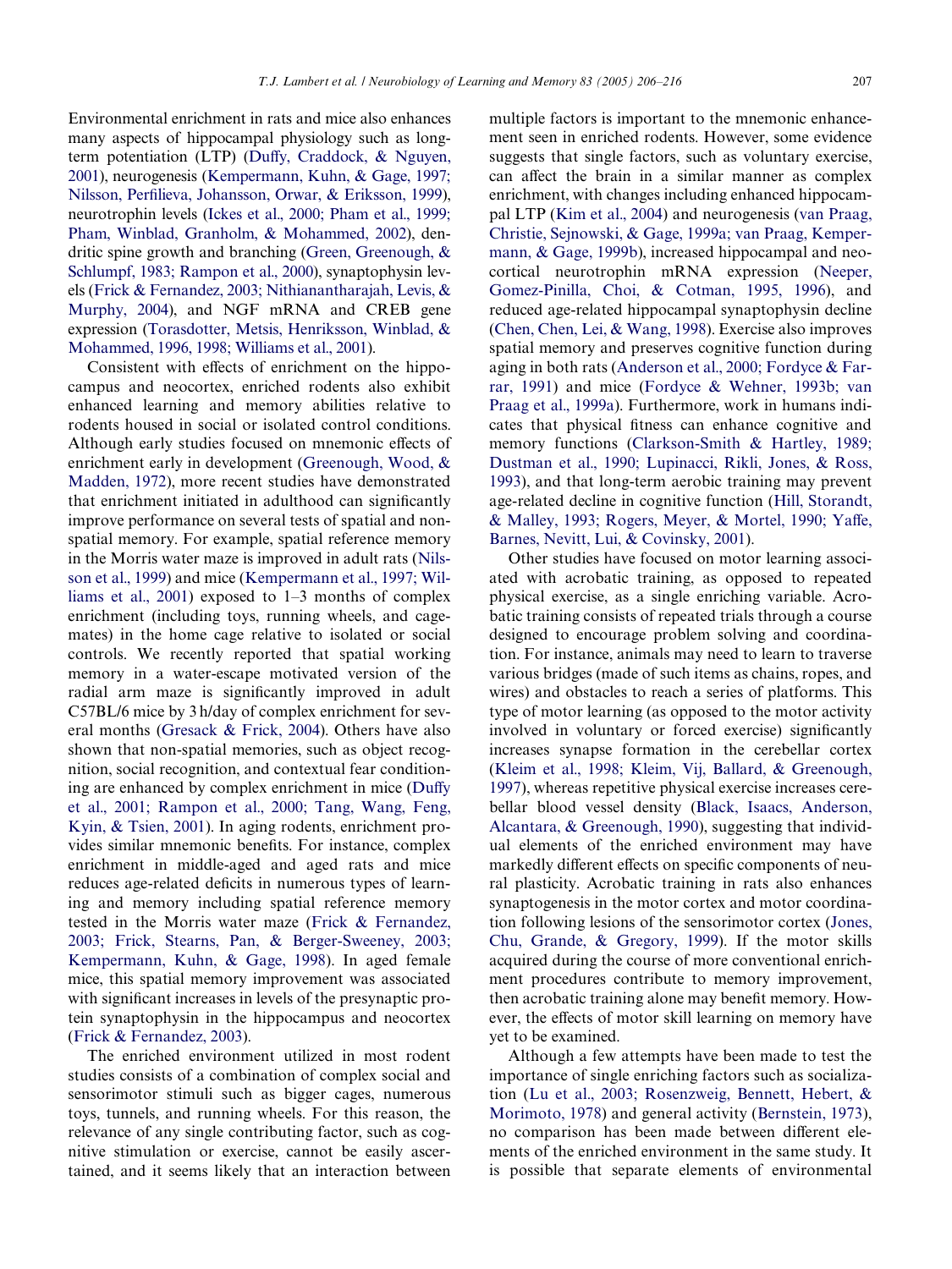Environmental enrichment in rats and mice also enhances many aspects of hippocampal physiology such as long-term potentiation (LTP) (Duffy, Craddock, & Nguyen, 2001), neurogenesis (Kempermann, Kuhn, & Gage, 1997; Nilsson, Perfilieva, Johansson, Orwar, & Eriksson, 1999), neurotrophin levels (Ickes et al., 2000; Pham et al., 1999; Pham, Winblad, Granholm, & Mohammed, 2002), dendritic spine growth and branching (Green, Greenough, & Schlumpf, 1983; Rampon et al., 2000), synaptophysin levels (Frick & Fernandez, 2003; Nithianantharajah, Levis, & Murphy, 2004), and NGF mRNA and CREB gene expression (Torasdotter, Metsis, Henriksson, Winblad, & Mohammed, 1996, 1998; Williams et al., 2001).

Consistent with effects of enrichment on the hippocampus and neocortex, enriched rodents also exhibit enhanced learning and memory abilities relative to rodents housed in social or isolated control conditions. Although early studies focused on mnemonic effects of enrichment early in development (Greenough, Wood, & Madden, 1972), more recent studies have demonstrated that enrichment initiated in adulthood can significantly improve performance on several tests of spatial and non-spatial memory. For example, spatial reference memory in the Morris water maze is improved in adult rats (Nilsson et al., 1999) and mice (Kempermann et al., 1997; Williams et al., 2001) exposed to 1–3 months of complex enrichment (including toys, running wheels, and cage-mates) in the home cage relative to isolated or social controls. We recently reported that spatial working memory in a water-escape motivated version of the radial arm maze is significantly improved in adult C57BL/6 mice by 3 h/day of complex enrichment for several months (Gresack & Frick, 2004). Others have also shown that non-spatial memories, such as object recognition, social recognition, and contextual fear conditioning are enhanced by complex enrichment in mice (Duffy et al., 2001; Rampon et al., 2000; Tang, Wang, Feng, Kyin, & Tsien, 2001). In aging rodents, enrichment provides similar mnemonic benefits. For instance, complex enrichment in middle-aged and aged rats and mice reduces age-related deficits in numerous types of learning and memory including spatial reference memory tested in the Morris water maze (Frick & Fernandez, 2003; Frick, Stearns, Pan, & Berger-Sweeney, 2003; Kempermann, Kuhn, & Gage, 1998). In aged female mice, this spatial memory improvement was associated with significant increases in levels of the presynaptic protein synaptophysin in the hippocampus and neocortex (Frick & Fernandez, 2003).

The enriched environment utilized in most rodent studies consists of a combination of complex social and sensorimotor stimuli such as bigger cages, numerous toys, tunnels, and running wheels. For this reason, the relevance of any single contributing factor, such as cognitive stimulation or exercise, cannot be easily ascertained, and it seems likely that an interaction between multiple factors is important to the mnemonic enhancement seen in enriched rodents. However, some evidence suggests that single factors, such as voluntary exercise, can affect the brain in a similar manner as complex enrichment, with changes including enhanced hippocampal LTP (Kim et al., 2004) and neurogenesis (van Praag, Christie, Sejnowski, & Gage, 1999a; van Praag, Kempermann, & Gage, 1999b), increased hippocampal and neocortical neurotrophin mRNA expression (Neeper, Gomez-Pinilla, Choi, & Cotman, 1995, 1996), and reduced age-related hippocampal synaptophysin decline (Chen, Chen, Lei, & Wang, 1998). Exercise also improves spatial memory and preserves cognitive function during aging in both rats (Anderson et al., 2000; Fordyce & Farrar, 1991) and mice (Fordyce & Wehner, 1993b; van Praag et al., 1999a). Furthermore, work in humans indicates that physical fitness can enhance cognitive and memory functions (Clarkson-Smith & Hartley, 1989; Dustman et al., 1990; Lupinacci, Rikli, Jones, & Ross, 1993), and that long-term aerobic training may prevent age-related decline in cognitive function (Hill, Storandt, & Malley, 1993; Rogers, Meyer, & Mortel, 1990; Yaffe, Barnes, Nevitt, Lui, & Covinsky, 2001).

Other studies have focused on motor learning associated with acrobatic training, as opposed to repeated physical exercise, as a single enriching variable. Acrobatic training consists of repeated trials through a course designed to encourage problem solving and coordination. For instance, animals may need to learn to traverse various bridges (made of such items as chains, ropes, and wires) and obstacles to reach a series of platforms. This type of motor learning (as opposed to the motor activity involved in voluntary or forced exercise) significantly increases synapse formation in the cerebellar cortex (Kleim et al., 1998; Kleim, Vij, Ballard, & Greenough, 1997), whereas repetitive physical exercise increases cerebellar blood vessel density (Black, Isaacs, Anderson, Alcantara, & Greenough, 1990), suggesting that individual elements of the enriched environment may have markedly different effects on specific components of neural plasticity. Acrobatic training in rats also enhances synaptogenesis in the motor cortex and motor coordination following lesions of the sensorimotor cortex (Jones, Chu, Grande, & Gregory, 1999). If the motor skills acquired during the course of more conventional enrichment procedures contribute to memory improvement, then acrobatic training alone may benefit memory. However, the effects of motor skill learning on memory have yet to be examined.

Although a few attempts have been made to test the importance of single enriching factors such as socialization (Lu et al., 2003; Rosenzweig, Bennett, Hebert, & Morimoto, 1978) and general activity (Bernstein, 1973), no comparison has been made between different elements of the enriched environment in the same study. It is possible that separate elements of environmental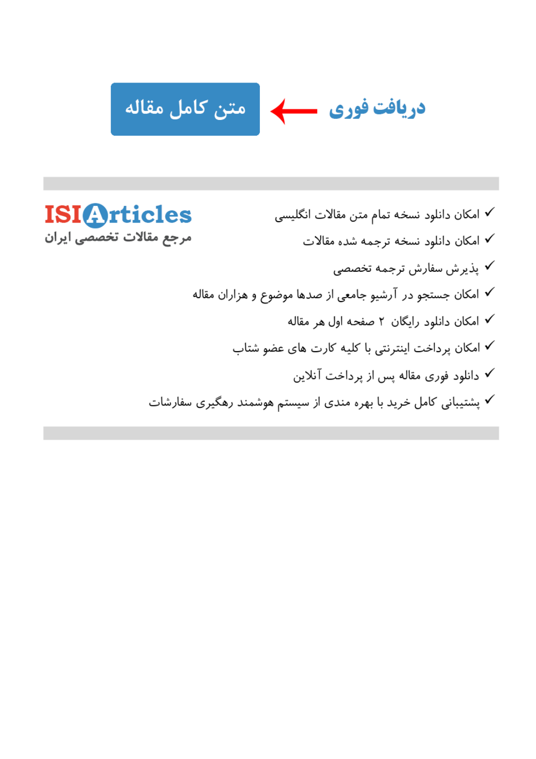دریافت فوری ← متن کامل مقاله

**ISIArticles**
مرجع مقالات تخصصی ایران

- ✓ امکان دانلود نسخه تمام متن مقالات انگلیسی
- ✓ امکان دانلود نسخه ترجمه شده مقالات
- ✓ پذیرش سفارش ترجمه تخصصی
- ✓ امکان جستجو در آرشیو جامعی از صدها موضوع و هزاران مقاله
- ✓ امکان دانلود رایگان ۲ صفحه اول هر مقاله
- ✓ امکان پرداخت اینترنتی با کلیه کارت های عضو شتاب
- ✓ دانلود فوری مقاله پس از پرداخت آنلاین
- ✓ پشتیبانی کامل خرید با بهره مندی از سیستم هوشمند رهگیری سفارشات